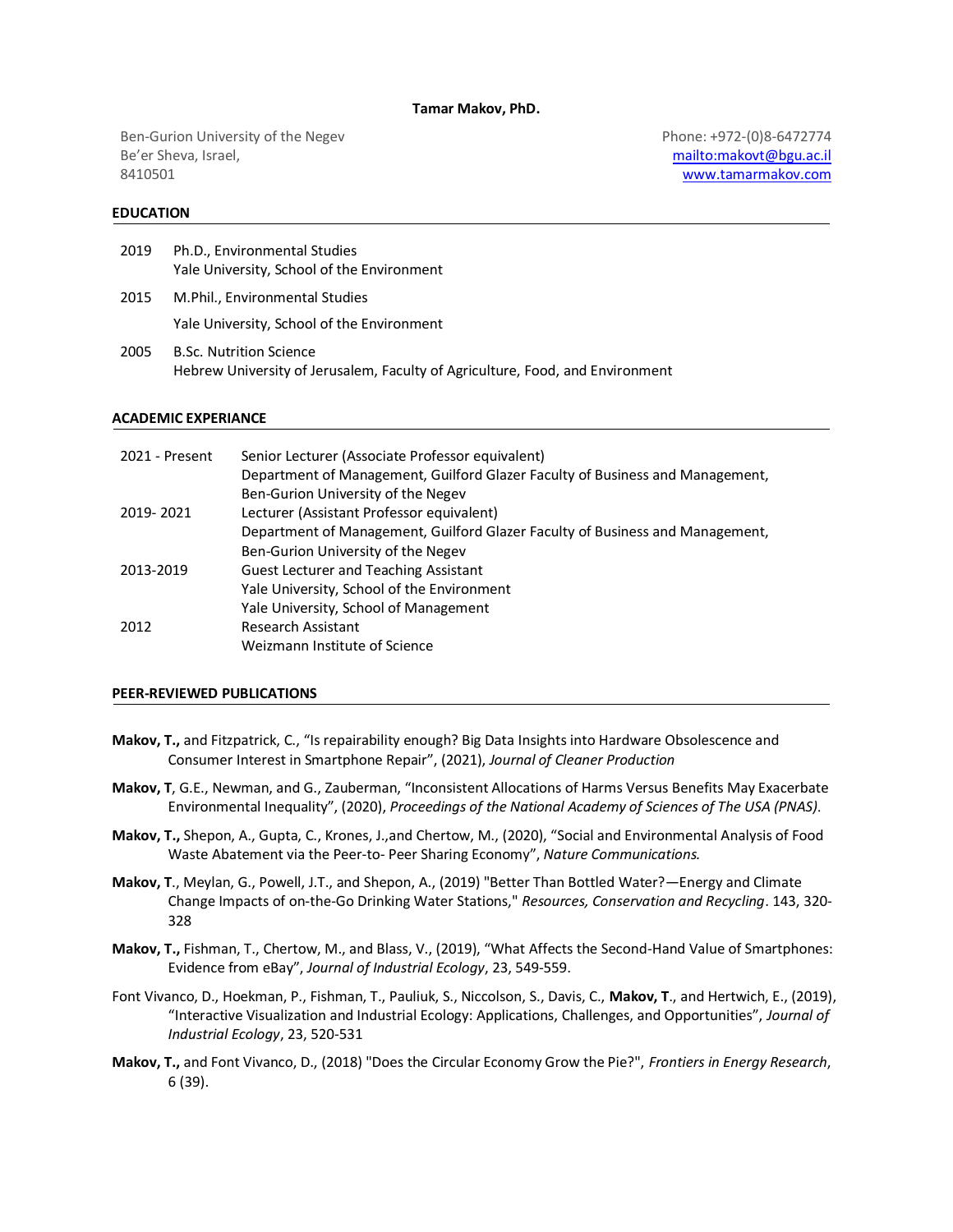# Tamar Makov, PhD.

Ben-Gurion University of the Negev
Be'er Sheva, Israel,
8410501

Phone: +972-(0)8-6472774
mailto:makovt@bgu.ac.il
www.tamarmakov.com

## EDUCATION

2019 Ph.D., Environmental Studies
Yale University, School of the Environment

2015 M.Phil., Environmental Studies
Yale University, School of the Environment

2005 B.Sc. Nutrition Science
Hebrew University of Jerusalem, Faculty of Agriculture, Food, and Environment

## ACADEMIC EXPERIANCE

2021 - Present Senior Lecturer (Associate Professor equivalent)
Department of Management, Guilford Glazer Faculty of Business and Management, Ben-Gurion University of the Negev

2019- 2021 Lecturer (Assistant Professor equivalent)
Department of Management, Guilford Glazer Faculty of Business and Management, Ben-Gurion University of the Negev

2013-2019 Guest Lecturer and Teaching Assistant
Yale University, School of the Environment
Yale University, School of Management

2012 Research Assistant
Weizmann Institute of Science

## PEER-REVIEWED PUBLICATIONS

**Makov, T.,** and Fitzpatrick, C., "Is repairability enough? Big Data Insights into Hardware Obsolescence and Consumer Interest in Smartphone Repair", (2021), *Journal of Cleaner Production*

**Makov, T**, G.E., Newman, and G., Zauberman, "Inconsistent Allocations of Harms Versus Benefits May Exacerbate Environmental Inequality", (2020), *Proceedings of the National Academy of Sciences of The USA (PNAS)*.

**Makov, T.,** Shepon, A., Gupta, C., Krones, J.,and Chertow, M., (2020), "Social and Environmental Analysis of Food Waste Abatement via the Peer-to- Peer Sharing Economy", *Nature Communications.*

**Makov, T**., Meylan, G., Powell, J.T., and Shepon, A., (2019) "Better Than Bottled Water?—Energy and Climate Change Impacts of on-the-Go Drinking Water Stations," *Resources, Conservation and Recycling*. 143, 320-328

**Makov, T.,** Fishman, T., Chertow, M., and Blass, V., (2019), "What Affects the Second-Hand Value of Smartphones: Evidence from eBay", *Journal of Industrial Ecology*, 23, 549-559.

Font Vivanco, D., Hoekman, P., Fishman, T., Pauliuk, S., Niccolson, S., Davis, C., **Makov, T**., and Hertwich, E., (2019), "Interactive Visualization and Industrial Ecology: Applications, Challenges, and Opportunities", *Journal of Industrial Ecology*, 23, 520-531

**Makov, T.,** and Font Vivanco, D., (2018) "Does the Circular Economy Grow the Pie?", *Frontiers in Energy Research*, 6 (39).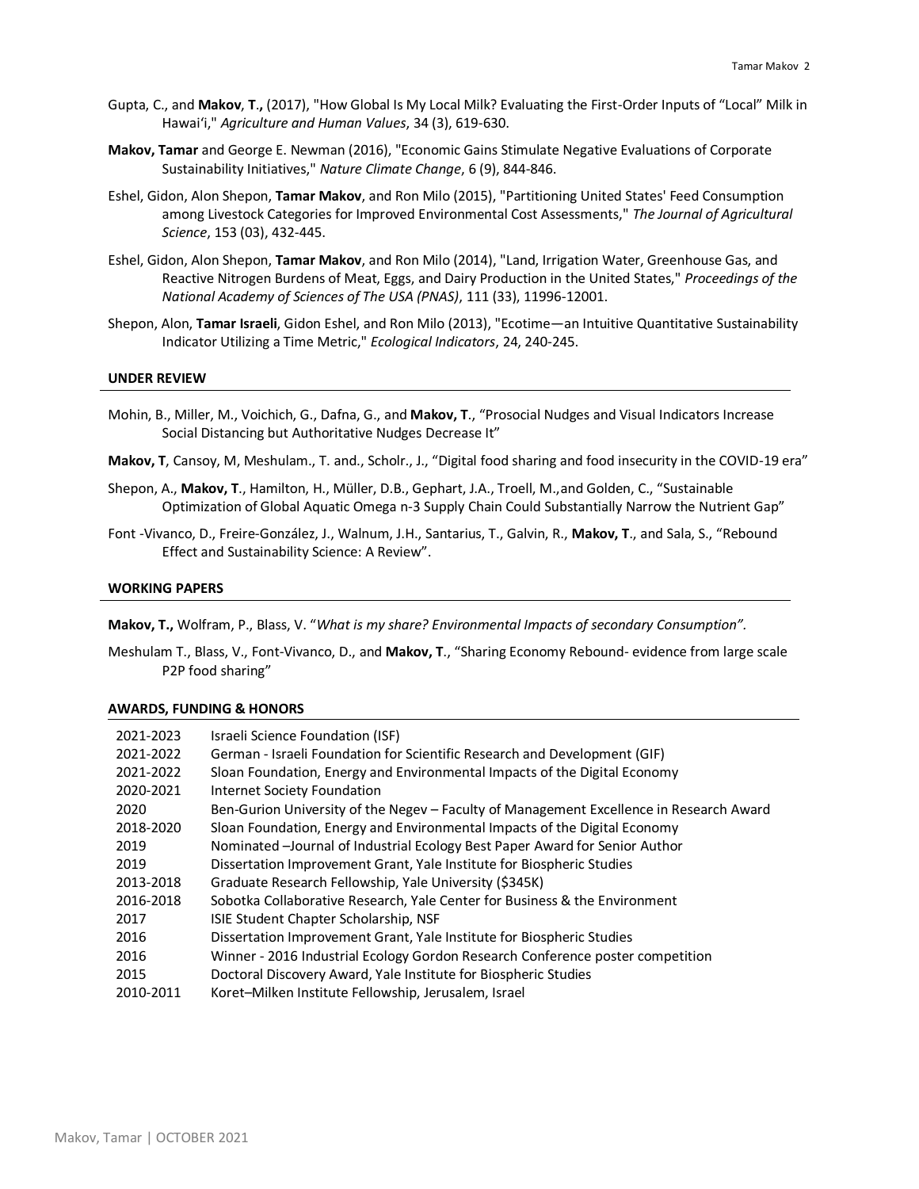Gupta, C., and **Makov**, **T.,** (2017), "How Global Is My Local Milk? Evaluating the First-Order Inputs of "Local" Milk in Hawaiʻi," *Agriculture and Human Values*, 34 (3), 619-630.

**Makov, Tamar** and George E. Newman (2016), "Economic Gains Stimulate Negative Evaluations of Corporate Sustainability Initiatives," *Nature Climate Change*, 6 (9), 844-846.

Eshel, Gidon, Alon Shepon, **Tamar Makov**, and Ron Milo (2015), "Partitioning United States' Feed Consumption among Livestock Categories for Improved Environmental Cost Assessments," *The Journal of Agricultural Science*, 153 (03), 432-445.

Eshel, Gidon, Alon Shepon, **Tamar Makov**, and Ron Milo (2014), "Land, Irrigation Water, Greenhouse Gas, and Reactive Nitrogen Burdens of Meat, Eggs, and Dairy Production in the United States," *Proceedings of the National Academy of Sciences of The USA (PNAS)*, 111 (33), 11996-12001.

Shepon, Alon, **Tamar Israeli**, Gidon Eshel, and Ron Milo (2013), "Ecotime—an Intuitive Quantitative Sustainability Indicator Utilizing a Time Metric," *Ecological Indicators*, 24, 240-245.

## UNDER REVIEW

Mohin, B., Miller, M., Voichich, G., Dafna, G., and **Makov, T**., "Prosocial Nudges and Visual Indicators Increase Social Distancing but Authoritative Nudges Decrease It"

**Makov, T**, Cansoy, M, Meshulam., T. and., Scholr., J., "Digital food sharing and food insecurity in the COVID-19 era"

Shepon, A., **Makov, T**., Hamilton, H., Müller, D.B., Gephart, J.A., Troell, M.,and Golden, C., "Sustainable Optimization of Global Aquatic Omega n-3 Supply Chain Could Substantially Narrow the Nutrient Gap"

Font -Vivanco, D., Freire-González, J., Walnum, J.H., Santarius, T., Galvin, R., **Makov, T**., and Sala, S., "Rebound Effect and Sustainability Science: A Review".

## WORKING PAPERS

**Makov, T.,** Wolfram, P., Blass, V. "*What is my share? Environmental Impacts of secondary Consumption".*

Meshulam T., Blass, V., Font-Vivanco, D., and **Makov, T**., "Sharing Economy Rebound- evidence from large scale P2P food sharing"

## AWARDS, FUNDING & HONORS

| | |
|---|---|
| 2021-2023 | Israeli Science Foundation (ISF) |
| 2021-2022 | German - Israeli Foundation for Scientific Research and Development (GIF) |
| 2021-2022 | Sloan Foundation, Energy and Environmental Impacts of the Digital Economy |
| 2020-2021 | Internet Society Foundation |
| 2020 | Ben-Gurion University of the Negev – Faculty of Management Excellence in Research Award |
| 2018-2020 | Sloan Foundation, Energy and Environmental Impacts of the Digital Economy |
| 2019 | Nominated –Journal of Industrial Ecology Best Paper Award for Senior Author |
| 2019 | Dissertation Improvement Grant, Yale Institute for Biospheric Studies |
| 2013-2018 | Graduate Research Fellowship, Yale University ($345K) |
| 2016-2018 | Sobotka Collaborative Research, Yale Center for Business & the Environment |
| 2017 | ISIE Student Chapter Scholarship, NSF |
| 2016 | Dissertation Improvement Grant, Yale Institute for Biospheric Studies |
| 2016 | Winner - 2016 Industrial Ecology Gordon Research Conference poster competition |
| 2015 | Doctoral Discovery Award, Yale Institute for Biospheric Studies |
| 2010-2011 | Koret–Milken Institute Fellowship, Jerusalem, Israel |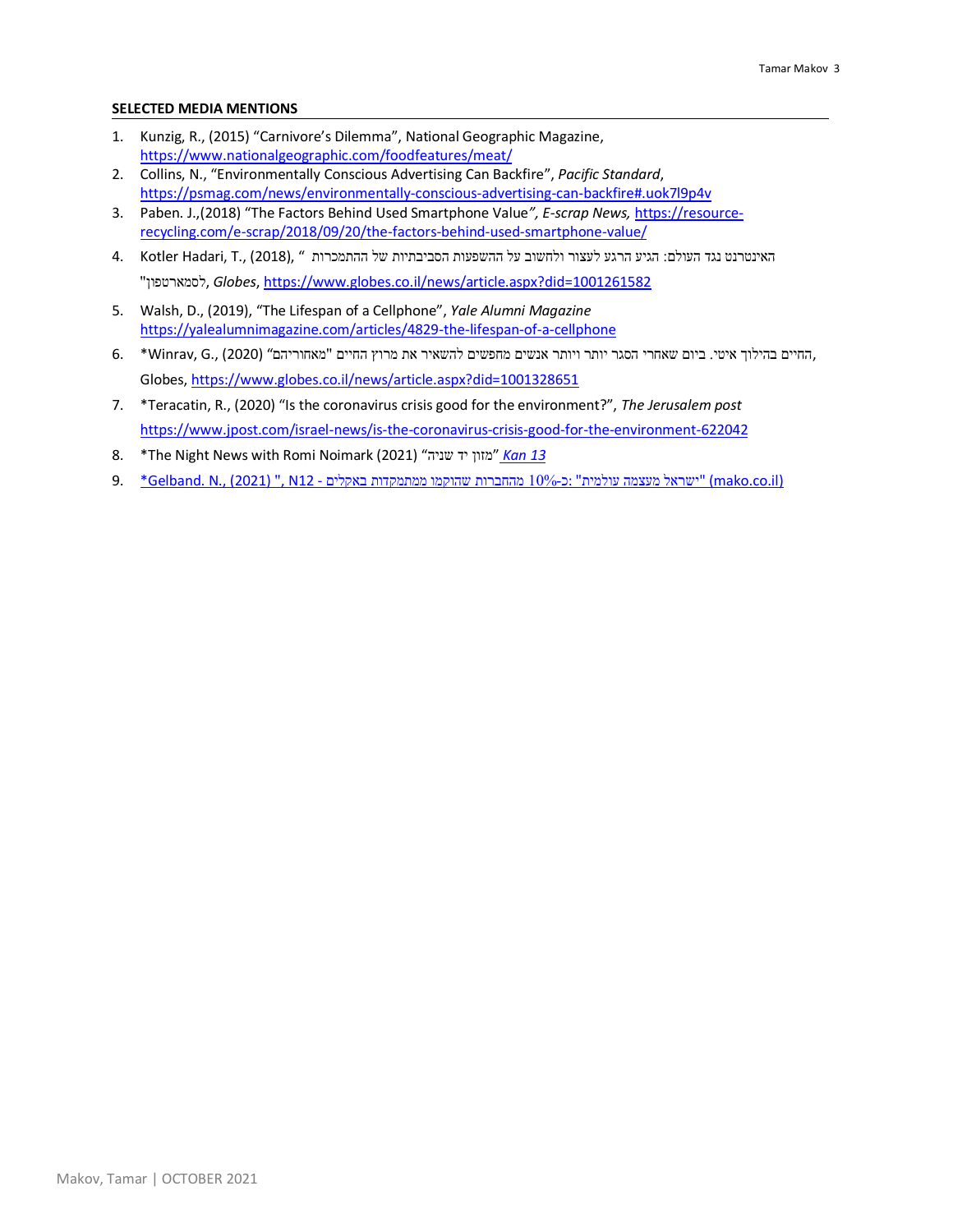**SELECTED MEDIA MENTIONS**

1. Kunzig, R., (2015) "Carnivore's Dilemma", National Geographic Magazine, https://www.nationalgeographic.com/foodfeatures/meat/
2. Collins, N., "Environmentally Conscious Advertising Can Backfire", *Pacific Standard*, https://psmag.com/news/environmentally-conscious-advertising-can-backfire#.uok7l9p4v
3. Paben. J.,(2018) "The Factors Behind Used Smartphone Value*", E-scrap News,* https://resource-recycling.com/e-scrap/2018/09/20/the-factors-behind-used-smartphone-value/
4. Kotler Hadari, T., (2018), " האינטרנט נגד העולם: הגיע הרגע לעצור ולחשוב על ההשפעות הסביבתיות של ההתמכרות לסמארטפון", *Globes*, https://www.globes.co.il/news/article.aspx?did=1001261582
5. Walsh, D., (2019), "The Lifespan of a Cellphone", *Yale Alumni Magazine* https://yalealumnimagazine.com/articles/4829-the-lifespan-of-a-cellphone
6. *Winrav, G., (2020) "החיים בהילוך איטי. ביום שאחרי הסגר יותר ויותר אנשים מחפשים להשאיר את מרוץ החיים "מאחוריהם", Globes, https://www.globes.co.il/news/article.aspx?did=1001328651
7. *Teracatin, R., (2020) "Is the coronavirus crisis good for the environment?", *The Jerusalem post* https://www.jpost.com/israel-news/is-the-coronavirus-crisis-good-for-the-environment-622042
8. *The Night News with Romi Noimark (2021) "מזון יד שניה" *Kan 13*
9. *Gelband. N., (2021) "ישראל מעצמה עולמית": כ-10% מהחברות שהוקמו ממתמקדות באקלים - N12 (mako.co.il)